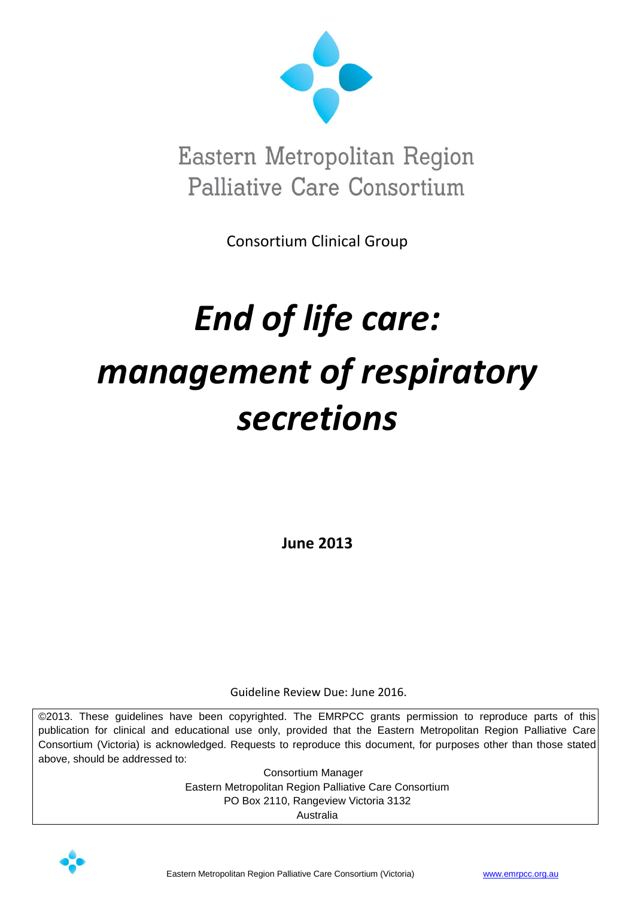Eastern Metropolitan Region
Palliative Care Consortium

Consortium Clinical Group

# *End of life care: management of respiratory secretions*

**June 2013**

Guideline Review Due: June 2016.

©2013. These guidelines have been copyrighted. The EMRPCC grants permission to reproduce parts of this publication for clinical and educational use only, provided that the Eastern Metropolitan Region Palliative Care Consortium (Victoria) is acknowledged. Requests to reproduce this document, for purposes other than those stated above, should be addressed to:

Consortium Manager
Eastern Metropolitan Region Palliative Care Consortium
PO Box 2110, Rangeview Victoria 3132
Australia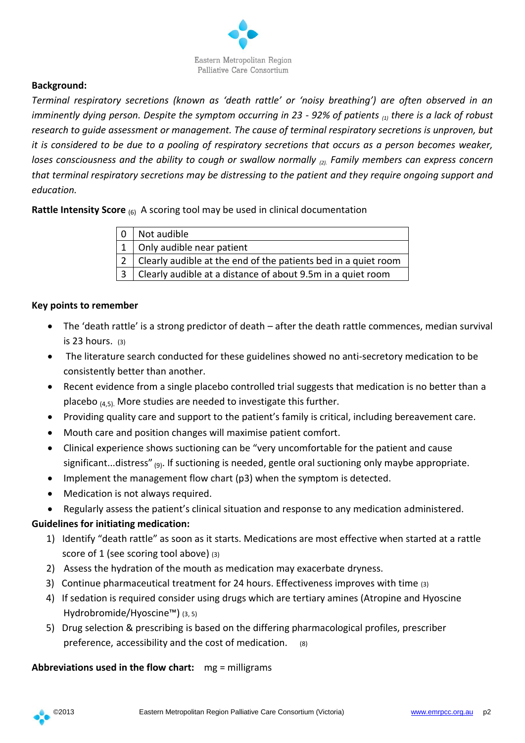Eastern Metropolitan Region Palliative Care Consortium

**Background:**

*Terminal respiratory secretions (known as 'death rattle' or 'noisy breathing') are often observed in an imminently dying person. Despite the symptom occurring in 23 - 92% of patients (1) there is a lack of robust research to guide assessment or management. The cause of terminal respiratory secretions is unproven, but it is considered to be due to a pooling of respiratory secretions that occurs as a person becomes weaker, loses consciousness and the ability to cough or swallow normally (2). Family members can express concern that terminal respiratory secretions may be distressing to the patient and they require ongoing support and education.*

**Rattle Intensity Score** (6) A scoring tool may be used in clinical documentation

| | |
|---|---|
| 0 | Not audible |
| 1 | Only audible near patient |
| 2 | Clearly audible at the end of the patients bed in a quiet room |
| 3 | Clearly audible at a distance of about 9.5m in a quiet room |

**Key points to remember**

- The 'death rattle' is a strong predictor of death – after the death rattle commences, median survival is 23 hours. (3)
- The literature search conducted for these guidelines showed no anti-secretory medication to be consistently better than another.
- Recent evidence from a single placebo controlled trial suggests that medication is no better than a placebo (4,5). More studies are needed to investigate this further.
- Providing quality care and support to the patient's family is critical, including bereavement care.
- Mouth care and position changes will maximise patient comfort.
- Clinical experience shows suctioning can be "very uncomfortable for the patient and cause significant...distress" (9). If suctioning is needed, gentle oral suctioning only maybe appropriate.
- Implement the management flow chart (p3) when the symptom is detected.
- Medication is not always required.
- Regularly assess the patient's clinical situation and response to any medication administered.

**Guidelines for initiating medication:**

1) Identify "death rattle" as soon as it starts. Medications are most effective when started at a rattle score of 1 (see scoring tool above) (3)
2) Assess the hydration of the mouth as medication may exacerbate dryness.
3) Continue pharmaceutical treatment for 24 hours. Effectiveness improves with time (3)
4) If sedation is required consider using drugs which are tertiary amines (Atropine and Hyoscine Hydrobromide/Hyoscine™) (3, 5)
5) Drug selection & prescribing is based on the differing pharmacological profiles, prescriber preference, accessibility and the cost of medication. (8)

**Abbreviations used in the flow chart:** mg = milligrams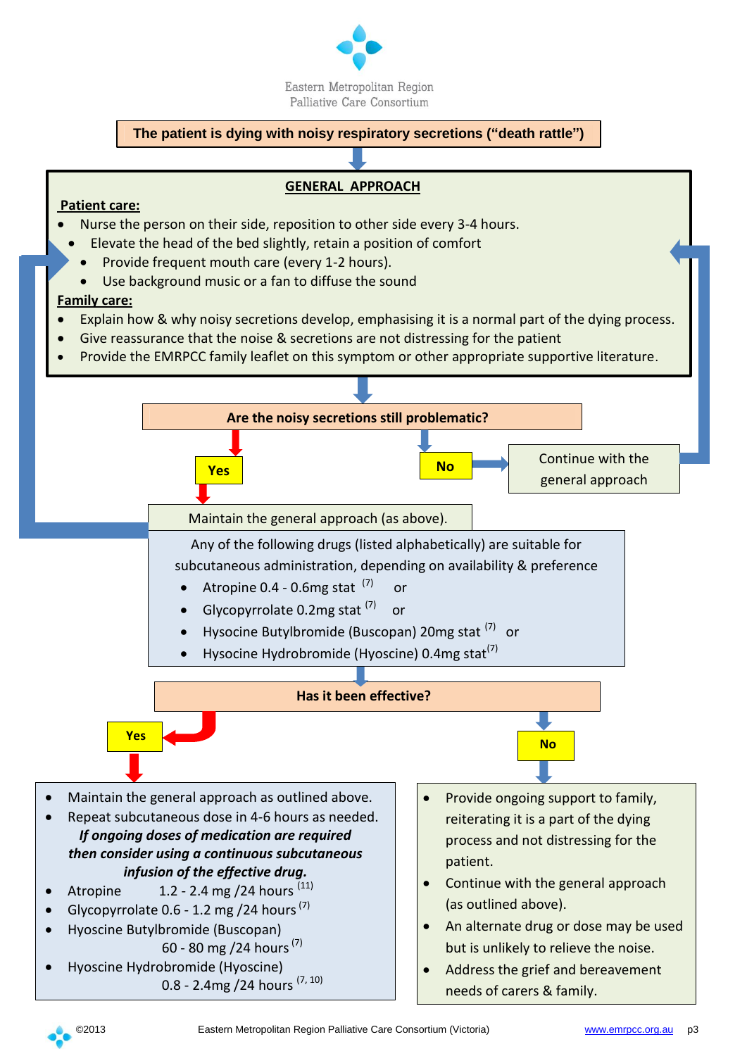Eastern Metropolitan Region Palliative Care Consortium

**The patient is dying with noisy respiratory secretions ("death rattle")**

## GENERAL APPROACH

**Patient care:**

- Nurse the person on their side, reposition to other side every 3-4 hours.
- Elevate the head of the bed slightly, retain a position of comfort
- Provide frequent mouth care (every 1-2 hours).
- Use background music or a fan to diffuse the sound

**Family care:**

- Explain how & why noisy secretions develop, emphasising it is a normal part of the dying process.
- Give reassurance that the noise & secretions are not distressing for the patient
- Provide the EMRPCC family leaflet on this symptom or other appropriate supportive literature.

**Are the noisy secretions still problematic?**

**No** → Continue with the general approach

**Yes** → Maintain the general approach (as above).

Any of the following drugs (listed alphabetically) are suitable for subcutaneous administration, depending on availability & preference

- Atropine 0.4 - 0.6mg stat [7] or
- Glycopyrrolate 0.2mg stat [7] or
- Hysocine Butylbromide (Buscopan) 20mg stat [7] or
- Hysocine Hydrobromide (Hyoscine) 0.4mg stat[7]

**Has it been effective?**

**Yes**

- Maintain the general approach as outlined above.
- Repeat subcutaneous dose in 4-6 hours as needed.

***If ongoing doses of medication are required then consider using a continuous subcutaneous infusion of the effective drug.***

- Atropine 1.2 - 2.4 mg /24 hours [11]
- Glycopyrrolate 0.6 - 1.2 mg /24 hours [7]
- Hyoscine Butylbromide (Buscopan) 60 - 80 mg /24 hours [7]
- Hyoscine Hydrobromide (Hyoscine) 0.8 - 2.4mg /24 hours [7, 10]

**No**

- Provide ongoing support to family, reiterating it is a part of the dying process and not distressing for the patient.
- Continue with the general approach (as outlined above).
- An alternate drug or dose may be used but is unlikely to relieve the noise.
- Address the grief and bereavement needs of carers & family.

©2013 Eastern Metropolitan Region Palliative Care Consortium (Victoria) www.emrpcc.org.au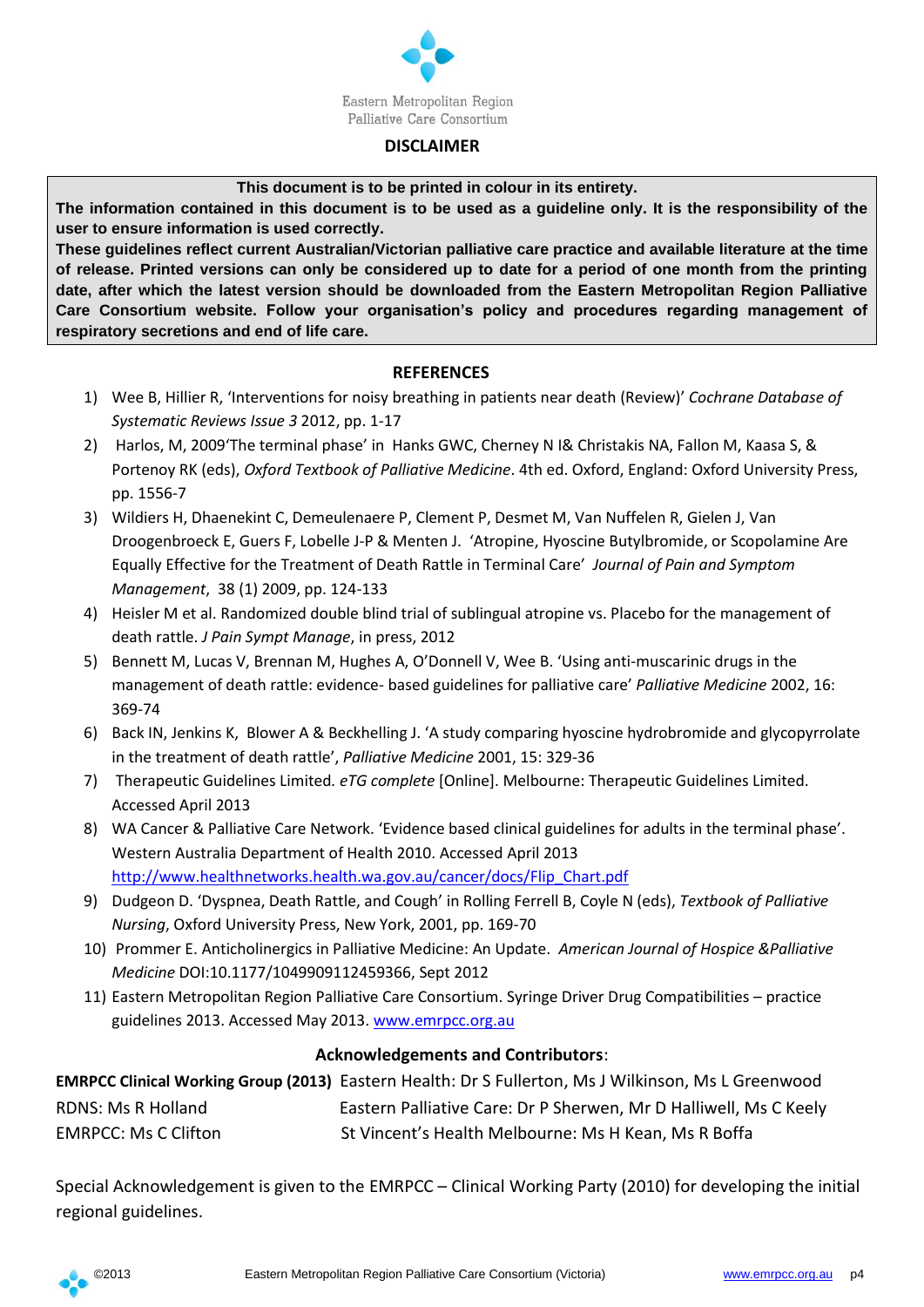Eastern Metropolitan Region
Palliative Care Consortium

## DISCLAIMER

**This document is to be printed in colour in its entirety.**
**The information contained in this document is to be used as a guideline only. It is the responsibility of the user to ensure information is used correctly.**
**These guidelines reflect current Australian/Victorian palliative care practice and available literature at the time of release. Printed versions can only be considered up to date for a period of one month from the printing date, after which the latest version should be downloaded from the Eastern Metropolitan Region Palliative Care Consortium website. Follow your organisation's policy and procedures regarding management of respiratory secretions and end of life care.**

## REFERENCES

1) Wee B, Hillier R, 'Interventions for noisy breathing in patients near death (Review)' *Cochrane Database of Systematic Reviews Issue 3* 2012, pp. 1-17
2) Harlos, M, 2009'The terminal phase' in Hanks GWC, Cherney N I& Christakis NA, Fallon M, Kaasa S, & Portenoy RK (eds), *Oxford Textbook of Palliative Medicine*. 4th ed. Oxford, England: Oxford University Press, pp. 1556-7
3) Wildiers H, Dhaenekint C, Demeulenaere P, Clement P, Desmet M, Van Nuffelen R, Gielen J, Van Droogenbroeck E, Guers F, Lobelle J-P & Menten J. 'Atropine, Hyoscine Butylbromide, or Scopolamine Are Equally Effective for the Treatment of Death Rattle in Terminal Care' *Journal of Pain and Symptom Management*, 38 (1) 2009, pp. 124-133
4) Heisler M et al. Randomized double blind trial of sublingual atropine vs. Placebo for the management of death rattle. *J Pain Sympt Manage*, in press, 2012
5) Bennett M, Lucas V, Brennan M, Hughes A, O'Donnell V, Wee B. 'Using anti-muscarinic drugs in the management of death rattle: evidence- based guidelines for palliative care' *Palliative Medicine* 2002, 16: 369-74
6) Back IN, Jenkins K, Blower A & Beckhelling J. 'A study comparing hyoscine hydrobromide and glycopyrrolate in the treatment of death rattle', *Palliative Medicine* 2001, 15: 329-36
7) Therapeutic Guidelines Limited. *eTG complete* [Online]. Melbourne: Therapeutic Guidelines Limited. Accessed April 2013
8) WA Cancer & Palliative Care Network. 'Evidence based clinical guidelines for adults in the terminal phase'. Western Australia Department of Health 2010. Accessed April 2013 http://www.healthnetworks.health.wa.gov.au/cancer/docs/Flip_Chart.pdf
9) Dudgeon D. 'Dyspnea, Death Rattle, and Cough' in Rolling Ferrell B, Coyle N (eds), *Textbook of Palliative Nursing*, Oxford University Press, New York, 2001, pp. 169-70
10) Prommer E. Anticholinergics in Palliative Medicine: An Update. *American Journal of Hospice &Palliative Medicine* DOI:10.1177/1049909112459366, Sept 2012
11) Eastern Metropolitan Region Palliative Care Consortium. Syringe Driver Drug Compatibilities – practice guidelines 2013. Accessed May 2013. www.emrpcc.org.au

### Acknowledgements and Contributors:

**EMRPCC Clinical Working Group (2013)** Eastern Health: Dr S Fullerton, Ms J Wilkinson, Ms L Greenwood
RDNS: Ms R Holland — Eastern Palliative Care: Dr P Sherwen, Mr D Halliwell, Ms C Keely
EMRPCC: Ms C Clifton — St Vincent's Health Melbourne: Ms H Kean, Ms R Boffa

Special Acknowledgement is given to the EMRPCC – Clinical Working Party (2010) for developing the initial regional guidelines.